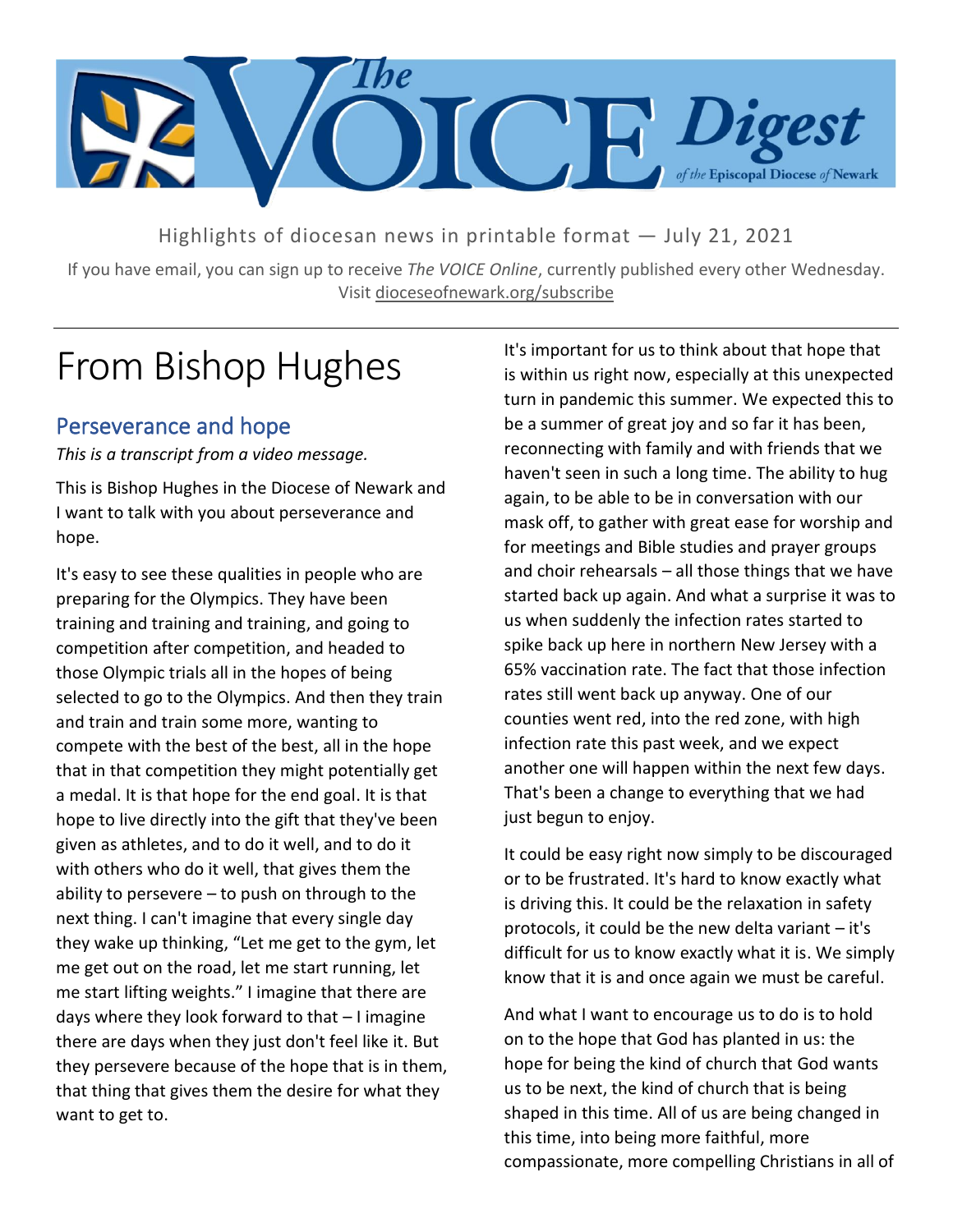# The VOICE Digest of the Episcopal Diocese of Newark

Highlights of diocesan news in printable format — July 21, 2021

If you have email, you can sign up to receive *The VOICE Online*, currently published every other Wednesday. Visit dioceseofnewark.org/subscribe

# From Bishop Hughes

## Perseverance and hope

*This is a transcript from a video message.*

This is Bishop Hughes in the Diocese of Newark and I want to talk with you about perseverance and hope.

It's easy to see these qualities in people who are preparing for the Olympics. They have been training and training and training, and going to competition after competition, and headed to those Olympic trials all in the hopes of being selected to go to the Olympics. And then they train and train and train some more, wanting to compete with the best of the best, all in the hope that in that competition they might potentially get a medal. It is that hope for the end goal. It is that hope to live directly into the gift that they've been given as athletes, and to do it well, and to do it with others who do it well, that gives them the ability to persevere – to push on through to the next thing. I can't imagine that every single day they wake up thinking, "Let me get to the gym, let me get out on the road, let me start running, let me start lifting weights." I imagine that there are days where they look forward to that – I imagine there are days when they just don't feel like it. But they persevere because of the hope that is in them, that thing that gives them the desire for what they want to get to.

It's important for us to think about that hope that is within us right now, especially at this unexpected turn in pandemic this summer. We expected this to be a summer of great joy and so far it has been, reconnecting with family and with friends that we haven't seen in such a long time. The ability to hug again, to be able to be in conversation with our mask off, to gather with great ease for worship and for meetings and Bible studies and prayer groups and choir rehearsals – all those things that we have started back up again. And what a surprise it was to us when suddenly the infection rates started to spike back up here in northern New Jersey with a 65% vaccination rate. The fact that those infection rates still went back up anyway. One of our counties went red, into the red zone, with high infection rate this past week, and we expect another one will happen within the next few days. That's been a change to everything that we had just begun to enjoy.

It could be easy right now simply to be discouraged or to be frustrated. It's hard to know exactly what is driving this. It could be the relaxation in safety protocols, it could be the new delta variant – it's difficult for us to know exactly what it is. We simply know that it is and once again we must be careful.

And what I want to encourage us to do is to hold on to the hope that God has planted in us: the hope for being the kind of church that God wants us to be next, the kind of church that is being shaped in this time. All of us are being changed in this time, into being more faithful, more compassionate, more compelling Christians in all of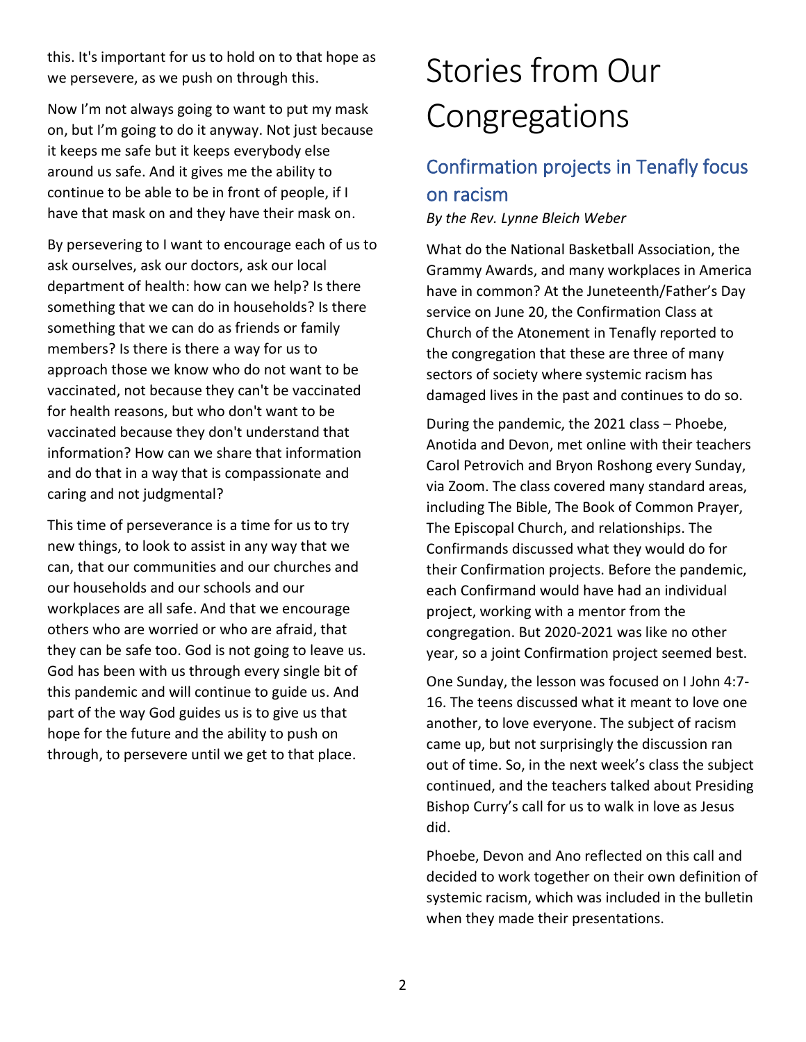this. It's important for us to hold on to that hope as we persevere, as we push on through this.

Now I'm not always going to want to put my mask on, but I'm going to do it anyway. Not just because it keeps me safe but it keeps everybody else around us safe. And it gives me the ability to continue to be able to be in front of people, if I have that mask on and they have their mask on.

By persevering to I want to encourage each of us to ask ourselves, ask our doctors, ask our local department of health: how can we help? Is there something that we can do in households? Is there something that we can do as friends or family members? Is there is there a way for us to approach those we know who do not want to be vaccinated, not because they can't be vaccinated for health reasons, but who don't want to be vaccinated because they don't understand that information? How can we share that information and do that in a way that is compassionate and caring and not judgmental?

This time of perseverance is a time for us to try new things, to look to assist in any way that we can, that our communities and our churches and our households and our schools and our workplaces are all safe. And that we encourage others who are worried or who are afraid, that they can be safe too. God is not going to leave us. God has been with us through every single bit of this pandemic and will continue to guide us. And part of the way God guides us is to give us that hope for the future and the ability to push on through, to persevere until we get to that place.

# Stories from Our Congregations

## Confirmation projects in Tenafly focus on racism

*By the Rev. Lynne Bleich Weber*

What do the National Basketball Association, the Grammy Awards, and many workplaces in America have in common? At the Juneteenth/Father's Day service on June 20, the Confirmation Class at Church of the Atonement in Tenafly reported to the congregation that these are three of many sectors of society where systemic racism has damaged lives in the past and continues to do so.

During the pandemic, the 2021 class – Phoebe, Anotida and Devon, met online with their teachers Carol Petrovich and Bryon Roshong every Sunday, via Zoom. The class covered many standard areas, including The Bible, The Book of Common Prayer, The Episcopal Church, and relationships. The Confirmands discussed what they would do for their Confirmation projects. Before the pandemic, each Confirmand would have had an individual project, working with a mentor from the congregation. But 2020-2021 was like no other year, so a joint Confirmation project seemed best.

One Sunday, the lesson was focused on I John 4:7-16. The teens discussed what it meant to love one another, to love everyone. The subject of racism came up, but not surprisingly the discussion ran out of time. So, in the next week's class the subject continued, and the teachers talked about Presiding Bishop Curry's call for us to walk in love as Jesus did.

Phoebe, Devon and Ano reflected on this call and decided to work together on their own definition of systemic racism, which was included in the bulletin when they made their presentations.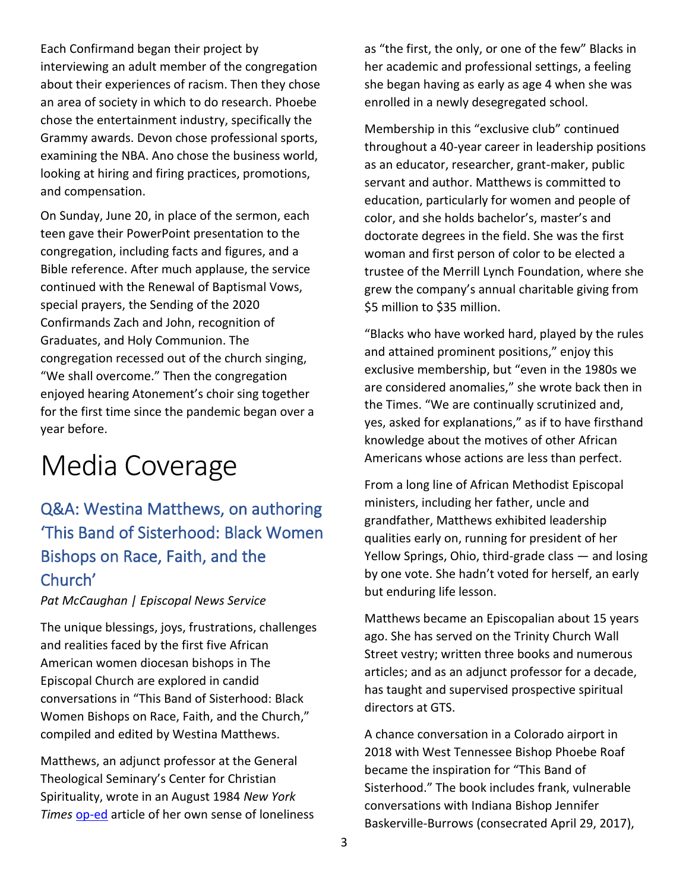Each Confirmand began their project by interviewing an adult member of the congregation about their experiences of racism. Then they chose an area of society in which to do research. Phoebe chose the entertainment industry, specifically the Grammy awards. Devon chose professional sports, examining the NBA. Ano chose the business world, looking at hiring and firing practices, promotions, and compensation.

On Sunday, June 20, in place of the sermon, each teen gave their PowerPoint presentation to the congregation, including facts and figures, and a Bible reference. After much applause, the service continued with the Renewal of Baptismal Vows, special prayers, the Sending of the 2020 Confirmands Zach and John, recognition of Graduates, and Holy Communion. The congregation recessed out of the church singing, "We shall overcome." Then the congregation enjoyed hearing Atonement's choir sing together for the first time since the pandemic began over a year before.

# Media Coverage

## Q&A: Westina Matthews, on authoring 'This Band of Sisterhood: Black Women Bishops on Race, Faith, and the Church'

*Pat McCaughan | Episcopal News Service*

The unique blessings, joys, frustrations, challenges and realities faced by the first five African American women diocesan bishops in The Episcopal Church are explored in candid conversations in "This Band of Sisterhood: Black Women Bishops on Race, Faith, and the Church," compiled and edited by Westina Matthews.

Matthews, an adjunct professor at the General Theological Seminary's Center for Christian Spirituality, wrote in an August 1984 *New York Times* op-ed article of her own sense of loneliness as "the first, the only, or one of the few" Blacks in her academic and professional settings, a feeling she began having as early as age 4 when she was enrolled in a newly desegregated school.

Membership in this "exclusive club" continued throughout a 40-year career in leadership positions as an educator, researcher, grant-maker, public servant and author. Matthews is committed to education, particularly for women and people of color, and she holds bachelor's, master's and doctorate degrees in the field. She was the first woman and first person of color to be elected a trustee of the Merrill Lynch Foundation, where she grew the company's annual charitable giving from $5 million to $35 million.

"Blacks who have worked hard, played by the rules and attained prominent positions," enjoy this exclusive membership, but "even in the 1980s we are considered anomalies," she wrote back then in the Times. "We are continually scrutinized and, yes, asked for explanations," as if to have firsthand knowledge about the motives of other African Americans whose actions are less than perfect.

From a long line of African Methodist Episcopal ministers, including her father, uncle and grandfather, Matthews exhibited leadership qualities early on, running for president of her Yellow Springs, Ohio, third-grade class — and losing by one vote. She hadn't voted for herself, an early but enduring life lesson.

Matthews became an Episcopalian about 15 years ago. She has served on the Trinity Church Wall Street vestry; written three books and numerous articles; and as an adjunct professor for a decade, has taught and supervised prospective spiritual directors at GTS.

A chance conversation in a Colorado airport in 2018 with West Tennessee Bishop Phoebe Roaf became the inspiration for "This Band of Sisterhood." The book includes frank, vulnerable conversations with Indiana Bishop Jennifer Baskerville-Burrows (consecrated April 29, 2017),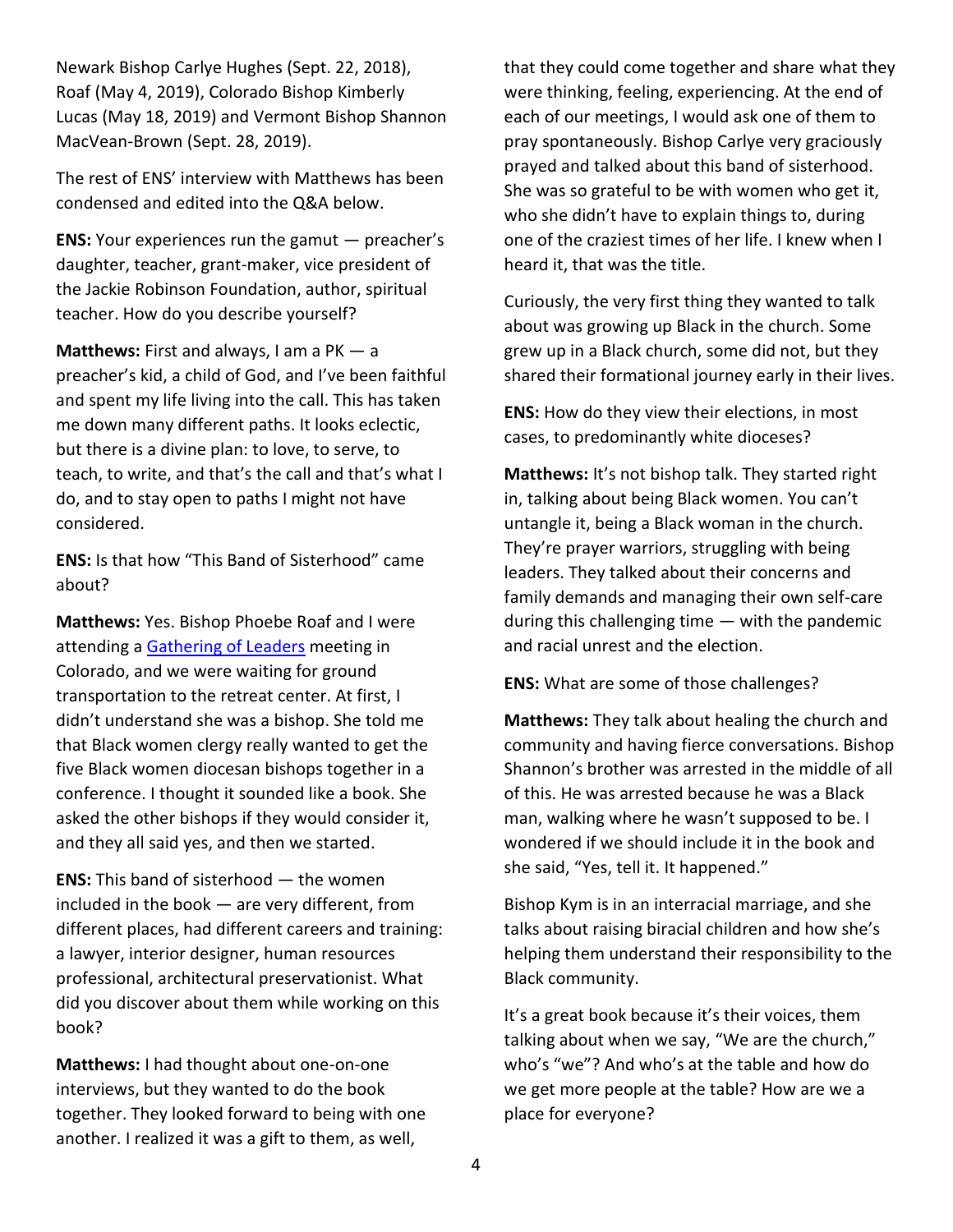Newark Bishop Carlye Hughes (Sept. 22, 2018), Roaf (May 4, 2019), Colorado Bishop Kimberly Lucas (May 18, 2019) and Vermont Bishop Shannon MacVean-Brown (Sept. 28, 2019).

The rest of ENS' interview with Matthews has been condensed and edited into the Q&A below.

**ENS:** Your experiences run the gamut — preacher's daughter, teacher, grant-maker, vice president of the Jackie Robinson Foundation, author, spiritual teacher. How do you describe yourself?

**Matthews:** First and always, I am a PK — a preacher's kid, a child of God, and I've been faithful and spent my life living into the call. This has taken me down many different paths. It looks eclectic, but there is a divine plan: to love, to serve, to teach, to write, and that's the call and that's what I do, and to stay open to paths I might not have considered.

**ENS:** Is that how "This Band of Sisterhood" came about?

**Matthews:** Yes. Bishop Phoebe Roaf and I were attending a [Gathering of Leaders]() meeting in Colorado, and we were waiting for ground transportation to the retreat center. At first, I didn't understand she was a bishop. She told me that Black women clergy really wanted to get the five Black women diocesan bishops together in a conference. I thought it sounded like a book. She asked the other bishops if they would consider it, and they all said yes, and then we started.

**ENS:** This band of sisterhood — the women included in the book — are very different, from different places, had different careers and training: a lawyer, interior designer, human resources professional, architectural preservationist. What did you discover about them while working on this book?

**Matthews:** I had thought about one-on-one interviews, but they wanted to do the book together. They looked forward to being with one another. I realized it was a gift to them, as well, that they could come together and share what they were thinking, feeling, experiencing. At the end of each of our meetings, I would ask one of them to pray spontaneously. Bishop Carlye very graciously prayed and talked about this band of sisterhood. She was so grateful to be with women who get it, who she didn't have to explain things to, during one of the craziest times of her life. I knew when I heard it, that was the title.

Curiously, the very first thing they wanted to talk about was growing up Black in the church. Some grew up in a Black church, some did not, but they shared their formational journey early in their lives.

**ENS:** How do they view their elections, in most cases, to predominantly white dioceses?

**Matthews:** It's not bishop talk. They started right in, talking about being Black women. You can't untangle it, being a Black woman in the church. They're prayer warriors, struggling with being leaders. They talked about their concerns and family demands and managing their own self-care during this challenging time — with the pandemic and racial unrest and the election.

**ENS:** What are some of those challenges?

**Matthews:** They talk about healing the church and community and having fierce conversations. Bishop Shannon's brother was arrested in the middle of all of this. He was arrested because he was a Black man, walking where he wasn't supposed to be. I wondered if we should include it in the book and she said, "Yes, tell it. It happened."

Bishop Kym is in an interracial marriage, and she talks about raising biracial children and how she's helping them understand their responsibility to the Black community.

It's a great book because it's their voices, them talking about when we say, "We are the church," who's "we"? And who's at the table and how do we get more people at the table? How are we a place for everyone?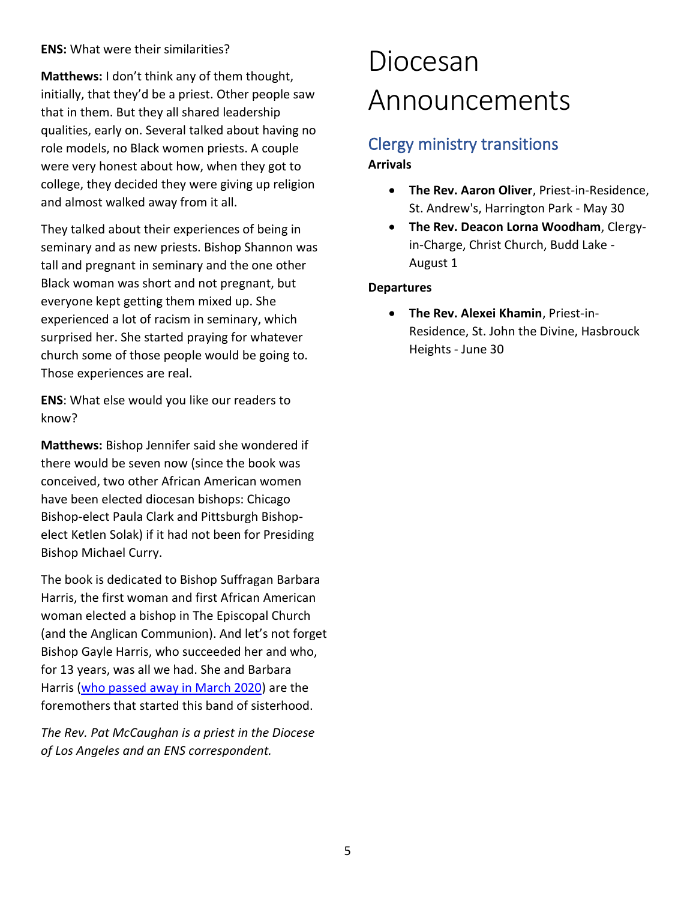**ENS:** What were their similarities?

**Matthews:** I don't think any of them thought, initially, that they'd be a priest. Other people saw that in them. But they all shared leadership qualities, early on. Several talked about having no role models, no Black women priests. A couple were very honest about how, when they got to college, they decided they were giving up religion and almost walked away from it all.

They talked about their experiences of being in seminary and as new priests. Bishop Shannon was tall and pregnant in seminary and the one other Black woman was short and not pregnant, but everyone kept getting them mixed up. She experienced a lot of racism in seminary, which surprised her. She started praying for whatever church some of those people would be going to. Those experiences are real.

**ENS**: What else would you like our readers to know?

**Matthews:** Bishop Jennifer said she wondered if there would be seven now (since the book was conceived, two other African American women have been elected diocesan bishops: Chicago Bishop-elect Paula Clark and Pittsburgh Bishop-elect Ketlen Solak) if it had not been for Presiding Bishop Michael Curry.

The book is dedicated to Bishop Suffragan Barbara Harris, the first woman and first African American woman elected a bishop in The Episcopal Church (and the Anglican Communion). And let's not forget Bishop Gayle Harris, who succeeded her and who, for 13 years, was all we had. She and Barbara Harris (who passed away in March 2020) are the foremothers that started this band of sisterhood.

*The Rev. Pat McCaughan is a priest in the Diocese of Los Angeles and an ENS correspondent.*

# Diocesan Announcements

## Clergy ministry transitions

**Arrivals**

- **The Rev. Aaron Oliver**, Priest-in-Residence, St. Andrew's, Harrington Park - May 30
- **The Rev. Deacon Lorna Woodham**, Clergy-in-Charge, Christ Church, Budd Lake - August 1

**Departures**

- **The Rev. Alexei Khamin**, Priest-in-Residence, St. John the Divine, Hasbrouck Heights - June 30